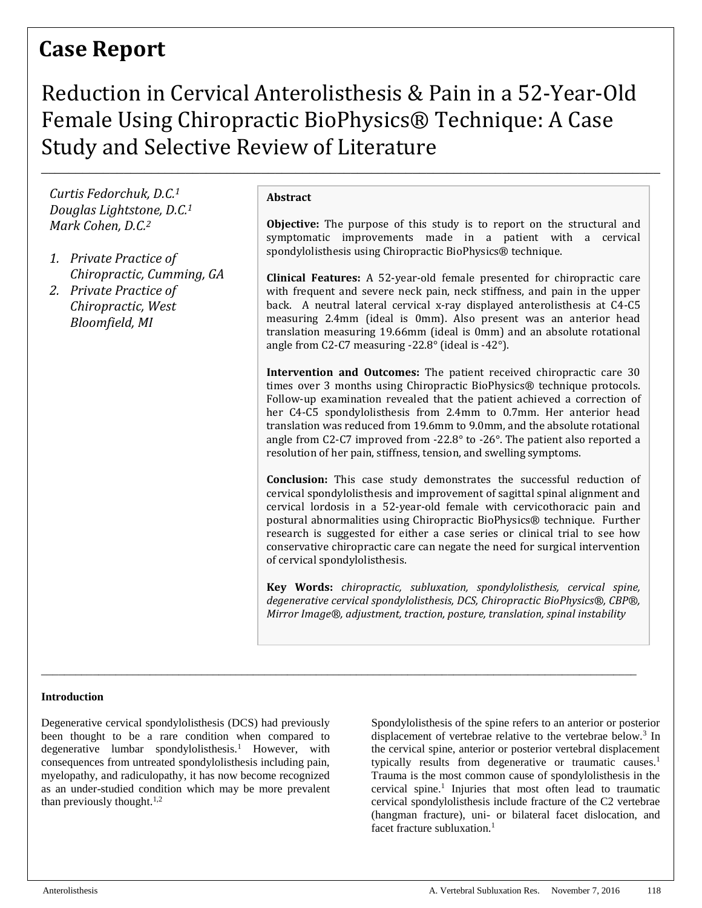# Case Report

## Reduction in Cervical Anterolisthesis & Pain in a 52-Year-Old Female Using Chiropractic BioPhysics® Technique: A Case Study and Selective Review of Literature

*Curtis Fedorchuk, D.C.[1]*
*Douglas Lightstone, D.C.[1]*
*Mark Cohen, D.C.[2]*

1. *Private Practice of Chiropractic, Cumming, GA*
2. *Private Practice of Chiropractic, West Bloomfield, MI*

**Abstract**

**Objective:** The purpose of this study is to report on the structural and symptomatic improvements made in a patient with a cervical spondylolisthesis using Chiropractic BioPhysics® technique.

**Clinical Features:** A 52-year-old female presented for chiropractic care with frequent and severe neck pain, neck stiffness, and pain in the upper back. A neutral lateral cervical x-ray displayed anterolisthesis at C4-C5 measuring 2.4mm (ideal is 0mm). Also present was an anterior head translation measuring 19.66mm (ideal is 0mm) and an absolute rotational angle from C2-C7 measuring -22.8° (ideal is -42°).

**Intervention and Outcomes:** The patient received chiropractic care 30 times over 3 months using Chiropractic BioPhysics® technique protocols. Follow-up examination revealed that the patient achieved a correction of her C4-C5 spondylolisthesis from 2.4mm to 0.7mm. Her anterior head translation was reduced from 19.6mm to 9.0mm, and the absolute rotational angle from C2-C7 improved from -22.8° to -26°. The patient also reported a resolution of her pain, stiffness, tension, and swelling symptoms.

**Conclusion:** This case study demonstrates the successful reduction of cervical spondylolisthesis and improvement of sagittal spinal alignment and cervical lordosis in a 52-year-old female with cervicothoracic pain and postural abnormalities using Chiropractic BioPhysics® technique. Further research is suggested for either a case series or clinical trial to see how conservative chiropractic care can negate the need for surgical intervention of cervical spondylolisthesis.

**Key Words:** *chiropractic, subluxation, spondylolisthesis, cervical spine, degenerative cervical spondylolisthesis, DCS, Chiropractic BioPhysics®, CBP®, Mirror Image®, adjustment, traction, posture, translation, spinal instability*

### Introduction

Degenerative cervical spondylolisthesis (DCS) had previously been thought to be a rare condition when compared to degenerative lumbar spondylolisthesis.[1] However, with consequences from untreated spondylolisthesis including pain, myelopathy, and radiculopathy, it has now become recognized as an under-studied condition which may be more prevalent than previously thought.[1,2]

Spondylolisthesis of the spine refers to an anterior or posterior displacement of vertebrae relative to the vertebrae below.[3] In the cervical spine, anterior or posterior vertebral displacement typically results from degenerative or traumatic causes.[1] Trauma is the most common cause of spondylolisthesis in the cervical spine.[1] Injuries that most often lead to traumatic cervical spondylolisthesis include fracture of the C2 vertebrae (hangman fracture), uni- or bilateral facet dislocation, and facet fracture subluxation.[1]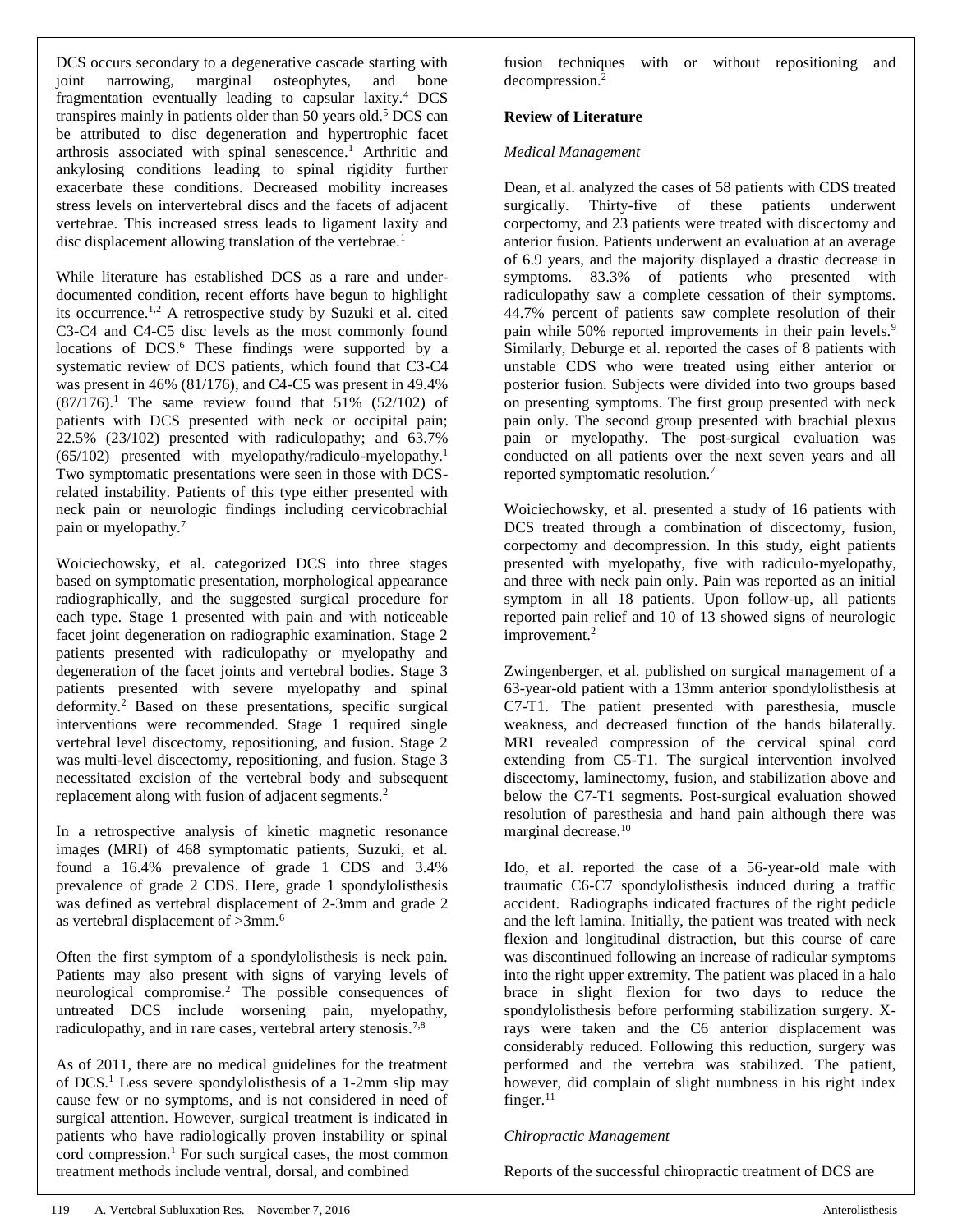DCS occurs secondary to a degenerative cascade starting with joint narrowing, marginal osteophytes, and bone fragmentation eventually leading to capsular laxity.[4] DCS transpires mainly in patients older than 50 years old.[5] DCS can be attributed to disc degeneration and hypertrophic facet arthrosis associated with spinal senescence.[1] Arthritic and ankylosing conditions leading to spinal rigidity further exacerbate these conditions. Decreased mobility increases stress levels on intervertebral discs and the facets of adjacent vertebrae. This increased stress leads to ligament laxity and disc displacement allowing translation of the vertebrae.[1]

While literature has established DCS as a rare and under-documented condition, recent efforts have begun to highlight its occurrence.[1,2] A retrospective study by Suzuki et al. cited C3-C4 and C4-C5 disc levels as the most commonly found locations of DCS.[6] These findings were supported by a systematic review of DCS patients, which found that C3-C4 was present in 46% (81/176), and C4-C5 was present in 49.4% (87/176).[1] The same review found that 51% (52/102) of patients with DCS presented with neck or occipital pain; 22.5% (23/102) presented with radiculopathy; and 63.7% (65/102) presented with myelopathy/radiculo-myelopathy.[1] Two symptomatic presentations were seen in those with DCS-related instability. Patients of this type either presented with neck pain or neurologic findings including cervicobrachial pain or myelopathy.[7]

Woiciechowsky, et al. categorized DCS into three stages based on symptomatic presentation, morphological appearance radiographically, and the suggested surgical procedure for each type. Stage 1 presented with pain and with noticeable facet joint degeneration on radiographic examination. Stage 2 patients presented with radiculopathy or myelopathy and degeneration of the facet joints and vertebral bodies. Stage 3 patients presented with severe myelopathy and spinal deformity.[2] Based on these presentations, specific surgical interventions were recommended. Stage 1 required single vertebral level discectomy, repositioning, and fusion. Stage 2 was multi-level discectomy, repositioning, and fusion. Stage 3 necessitated excision of the vertebral body and subsequent replacement along with fusion of adjacent segments.[2]

In a retrospective analysis of kinetic magnetic resonance images (MRI) of 468 symptomatic patients, Suzuki, et al. found a 16.4% prevalence of grade 1 CDS and 3.4% prevalence of grade 2 CDS. Here, grade 1 spondylolisthesis was defined as vertebral displacement of 2-3mm and grade 2 as vertebral displacement of >3mm.[6]

Often the first symptom of a spondylolisthesis is neck pain. Patients may also present with signs of varying levels of neurological compromise.[2] The possible consequences of untreated DCS include worsening pain, myelopathy, radiculopathy, and in rare cases, vertebral artery stenosis.[7,8]

As of 2011, there are no medical guidelines for the treatment of DCS.[1] Less severe spondylolisthesis of a 1-2mm slip may cause few or no symptoms, and is not considered in need of surgical attention. However, surgical treatment is indicated in patients who have radiologically proven instability or spinal cord compression.[1] For such surgical cases, the most common treatment methods include ventral, dorsal, and combined fusion techniques with or without repositioning and decompression.[2]

**Review of Literature**

*Medical Management*

Dean, et al. analyzed the cases of 58 patients with CDS treated surgically. Thirty-five of these patients underwent corpectomy, and 23 patients were treated with discectomy and anterior fusion. Patients underwent an evaluation at an average of 6.9 years, and the majority displayed a drastic decrease in symptoms. 83.3% of patients who presented with radiculopathy saw a complete cessation of their symptoms. 44.7% percent of patients saw complete resolution of their pain while 50% reported improvements in their pain levels.[9] Similarly, Deburge et al. reported the cases of 8 patients with unstable CDS who were treated using either anterior or posterior fusion. Subjects were divided into two groups based on presenting symptoms. The first group presented with neck pain only. The second group presented with brachial plexus pain or myelopathy. The post-surgical evaluation was conducted on all patients over the next seven years and all reported symptomatic resolution.[7]

Woiciechowsky, et al. presented a study of 16 patients with DCS treated through a combination of discectomy, fusion, corpectomy and decompression. In this study, eight patients presented with myelopathy, five with radiculo-myelopathy, and three with neck pain only. Pain was reported as an initial symptom in all 18 patients. Upon follow-up, all patients reported pain relief and 10 of 13 showed signs of neurologic improvement.[2]

Zwingenberger, et al. published on surgical management of a 63-year-old patient with a 13mm anterior spondylolisthesis at C7-T1. The patient presented with paresthesia, muscle weakness, and decreased function of the hands bilaterally. MRI revealed compression of the cervical spinal cord extending from C5-T1. The surgical intervention involved discectomy, laminectomy, fusion, and stabilization above and below the C7-T1 segments. Post-surgical evaluation showed resolution of paresthesia and hand pain although there was marginal decrease.[10]

Ido, et al. reported the case of a 56-year-old male with traumatic C6-C7 spondylolisthesis induced during a traffic accident. Radiographs indicated fractures of the right pedicle and the left lamina. Initially, the patient was treated with neck flexion and longitudinal distraction, but this course of care was discontinued following an increase of radicular symptoms into the right upper extremity. The patient was placed in a halo brace in slight flexion for two days to reduce the spondylolisthesis before performing stabilization surgery. X-rays were taken and the C6 anterior displacement was considerably reduced. Following this reduction, surgery was performed and the vertebra was stabilized. The patient, however, did complain of slight numbness in his right index finger.[11]

*Chiropractic Management*

Reports of the successful chiropractic treatment of DCS are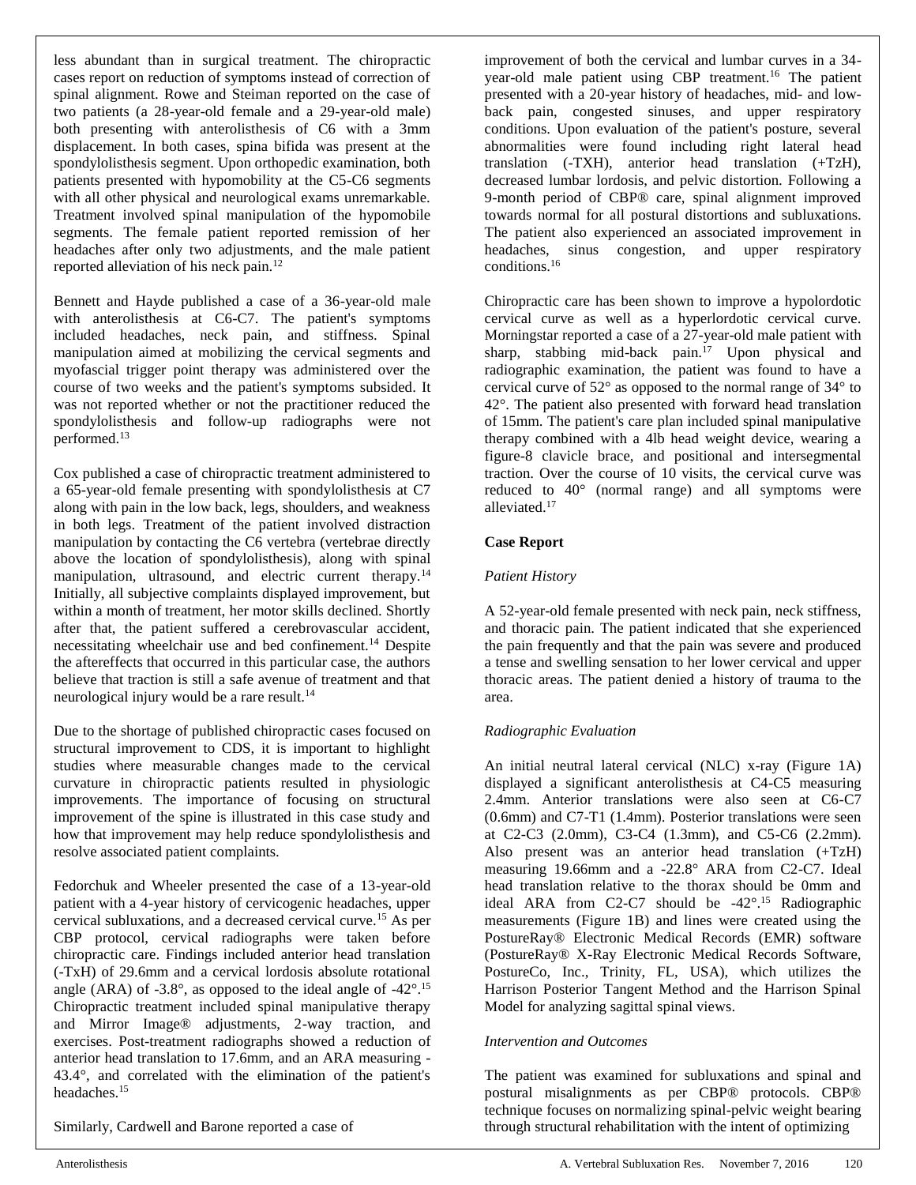less abundant than in surgical treatment. The chiropractic cases report on reduction of symptoms instead of correction of spinal alignment. Rowe and Steiman reported on the case of two patients (a 28-year-old female and a 29-year-old male) both presenting with anterolisthesis of C6 with a 3mm displacement. In both cases, spina bifida was present at the spondylolisthesis segment. Upon orthopedic examination, both patients presented with hypomobility at the C5-C6 segments with all other physical and neurological exams unremarkable. Treatment involved spinal manipulation of the hypomobile segments. The female patient reported remission of her headaches after only two adjustments, and the male patient reported alleviation of his neck pain.[12]

Bennett and Hayde published a case of a 36-year-old male with anterolisthesis at C6-C7. The patient's symptoms included headaches, neck pain, and stiffness. Spinal manipulation aimed at mobilizing the cervical segments and myofascial trigger point therapy was administered over the course of two weeks and the patient's symptoms subsided. It was not reported whether or not the practitioner reduced the spondylolisthesis and follow-up radiographs were not performed.[13]

Cox published a case of chiropractic treatment administered to a 65-year-old female presenting with spondylolisthesis at C7 along with pain in the low back, legs, shoulders, and weakness in both legs. Treatment of the patient involved distraction manipulation by contacting the C6 vertebra (vertebrae directly above the location of spondylolisthesis), along with spinal manipulation, ultrasound, and electric current therapy.[14] Initially, all subjective complaints displayed improvement, but within a month of treatment, her motor skills declined. Shortly after that, the patient suffered a cerebrovascular accident, necessitating wheelchair use and bed confinement.[14] Despite the aftereffects that occurred in this particular case, the authors believe that traction is still a safe avenue of treatment and that neurological injury would be a rare result.[14]

Due to the shortage of published chiropractic cases focused on structural improvement to CDS, it is important to highlight studies where measurable changes made to the cervical curvature in chiropractic patients resulted in physiologic improvements. The importance of focusing on structural improvement of the spine is illustrated in this case study and how that improvement may help reduce spondylolisthesis and resolve associated patient complaints.

Fedorchuk and Wheeler presented the case of a 13-year-old patient with a 4-year history of cervicogenic headaches, upper cervical subluxations, and a decreased cervical curve.[15] As per CBP protocol, cervical radiographs were taken before chiropractic care. Findings included anterior head translation (-TxH) of 29.6mm and a cervical lordosis absolute rotational angle (ARA) of -3.8°, as opposed to the ideal angle of -42°.[15] Chiropractic treatment included spinal manipulative therapy and Mirror Image® adjustments, 2-way traction, and exercises. Post-treatment radiographs showed a reduction of anterior head translation to 17.6mm, and an ARA measuring -43.4°, and correlated with the elimination of the patient's headaches.[15]

Similarly, Cardwell and Barone reported a case of improvement of both the cervical and lumbar curves in a 34-year-old male patient using CBP treatment.[16] The patient presented with a 20-year history of headaches, mid- and low-back pain, congested sinuses, and upper respiratory conditions. Upon evaluation of the patient's posture, several abnormalities were found including right lateral head translation (-TXH), anterior head translation (+TzH), decreased lumbar lordosis, and pelvic distortion. Following a 9-month period of CBP® care, spinal alignment improved towards normal for all postural distortions and subluxations. The patient also experienced an associated improvement in headaches, sinus congestion, and upper respiratory conditions.[16]

Chiropractic care has been shown to improve a hypolordotic cervical curve as well as a hyperlordotic cervical curve. Morningstar reported a case of a 27-year-old male patient with sharp, stabbing mid-back pain.[17] Upon physical and radiographic examination, the patient was found to have a cervical curve of 52° as opposed to the normal range of 34° to 42°. The patient also presented with forward head translation of 15mm. The patient's care plan included spinal manipulative therapy combined with a 4lb head weight device, wearing a figure-8 clavicle brace, and positional and intersegmental traction. Over the course of 10 visits, the cervical curve was reduced to 40° (normal range) and all symptoms were alleviated.[17]

## Case Report

### *Patient History*

A 52-year-old female presented with neck pain, neck stiffness, and thoracic pain. The patient indicated that she experienced the pain frequently and that the pain was severe and produced a tense and swelling sensation to her lower cervical and upper thoracic areas. The patient denied a history of trauma to the area.

### *Radiographic Evaluation*

An initial neutral lateral cervical (NLC) x-ray (Figure 1A) displayed a significant anterolisthesis at C4-C5 measuring 2.4mm. Anterior translations were also seen at C6-C7 (0.6mm) and C7-T1 (1.4mm). Posterior translations were seen at C2-C3 (2.0mm), C3-C4 (1.3mm), and C5-C6 (2.2mm). Also present was an anterior head translation (+TzH) measuring 19.66mm and a -22.8° ARA from C2-C7. Ideal head translation relative to the thorax should be 0mm and ideal ARA from C2-C7 should be -42°.[15] Radiographic measurements (Figure 1B) and lines were created using the PostureRay® Electronic Medical Records (EMR) software (PostureRay® X-Ray Electronic Medical Records Software, PostureCo, Inc., Trinity, FL, USA), which utilizes the Harrison Posterior Tangent Method and the Harrison Spinal Model for analyzing sagittal spinal views.

### *Intervention and Outcomes*

The patient was examined for subluxations and spinal and postural misalignments as per CBP® protocols. CBP® technique focuses on normalizing spinal-pelvic weight bearing through structural rehabilitation with the intent of optimizing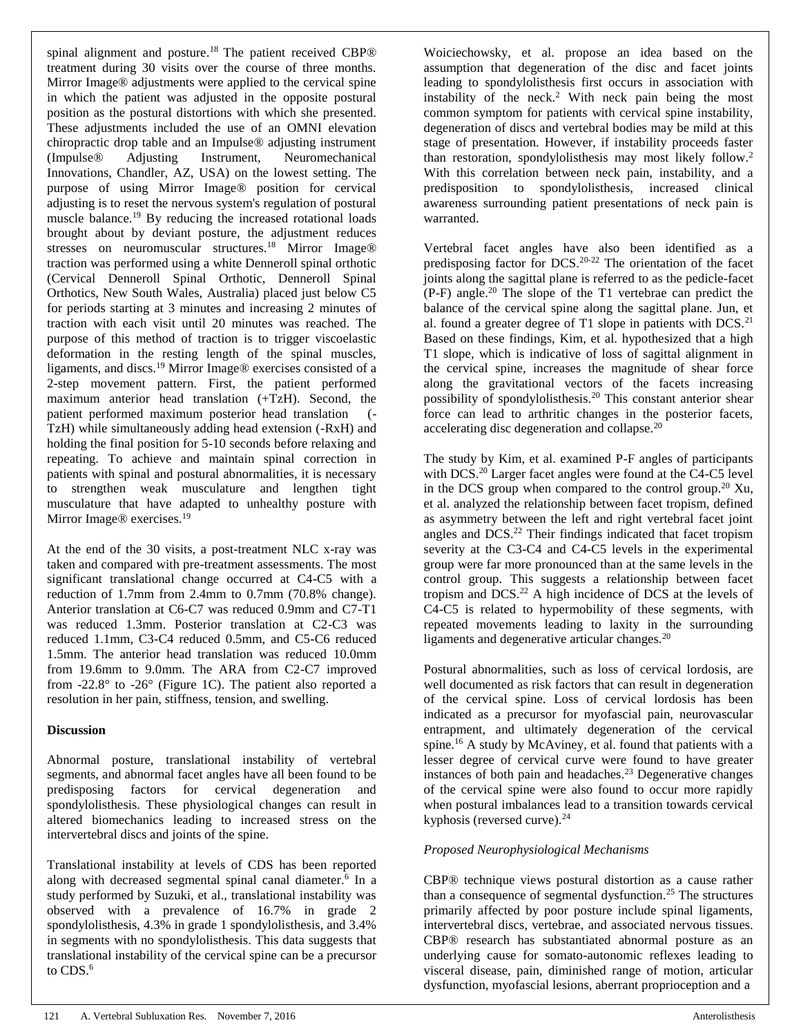spinal alignment and posture.[18] The patient received CBP® treatment during 30 visits over the course of three months. Mirror Image® adjustments were applied to the cervical spine in which the patient was adjusted in the opposite postural position as the postural distortions with which she presented. These adjustments included the use of an OMNI elevation chiropractic drop table and an Impulse® adjusting instrument (Impulse® Adjusting Instrument, Neuromechanical Innovations, Chandler, AZ, USA) on the lowest setting. The purpose of using Mirror Image® position for cervical adjusting is to reset the nervous system's regulation of postural muscle balance.[19] By reducing the increased rotational loads brought about by deviant posture, the adjustment reduces stresses on neuromuscular structures.[18] Mirror Image® traction was performed using a white Denneroll spinal orthotic (Cervical Denneroll Spinal Orthotic, Denneroll Spinal Orthotics, New South Wales, Australia) placed just below C5 for periods starting at 3 minutes and increasing 2 minutes of traction with each visit until 20 minutes was reached. The purpose of this method of traction is to trigger viscoelastic deformation in the resting length of the spinal muscles, ligaments, and discs.[19] Mirror Image® exercises consisted of a 2-step movement pattern. First, the patient performed maximum anterior head translation (+TzH). Second, the patient performed maximum posterior head translation (-TzH) while simultaneously adding head extension (-RxH) and holding the final position for 5-10 seconds before relaxing and repeating. To achieve and maintain spinal correction in patients with spinal and postural abnormalities, it is necessary to strengthen weak musculature and lengthen tight musculature that have adapted to unhealthy posture with Mirror Image® exercises.[19]

At the end of the 30 visits, a post-treatment NLC x-ray was taken and compared with pre-treatment assessments. The most significant translational change occurred at C4-C5 with a reduction of 1.7mm from 2.4mm to 0.7mm (70.8% change). Anterior translation at C6-C7 was reduced 0.9mm and C7-T1 was reduced 1.3mm. Posterior translation at C2-C3 was reduced 1.1mm, C3-C4 reduced 0.5mm, and C5-C6 reduced 1.5mm. The anterior head translation was reduced 10.0mm from 19.6mm to 9.0mm. The ARA from C2-C7 improved from -22.8° to -26° (Figure 1C). The patient also reported a resolution in her pain, stiffness, tension, and swelling.

**Discussion**

Abnormal posture, translational instability of vertebral segments, and abnormal facet angles have all been found to be predisposing factors for cervical degeneration and spondylolisthesis. These physiological changes can result in altered biomechanics leading to increased stress on the intervertebral discs and joints of the spine.

Translational instability at levels of CDS has been reported along with decreased segmental spinal canal diameter.[6] In a study performed by Suzuki, et al., translational instability was observed with a prevalence of 16.7% in grade 2 spondylolisthesis, 4.3% in grade 1 spondylolisthesis, and 3.4% in segments with no spondylolisthesis. This data suggests that translational instability of the cervical spine can be a precursor to CDS.[6]

Woiciechowsky, et al. propose an idea based on the assumption that degeneration of the disc and facet joints leading to spondylolisthesis first occurs in association with instability of the neck.[2] With neck pain being the most common symptom for patients with cervical spine instability, degeneration of discs and vertebral bodies may be mild at this stage of presentation. However, if instability proceeds faster than restoration, spondylolisthesis may most likely follow.[2] With this correlation between neck pain, instability, and a predisposition to spondylolisthesis, increased clinical awareness surrounding patient presentations of neck pain is warranted.

Vertebral facet angles have also been identified as a predisposing factor for DCS.[20-22] The orientation of the facet joints along the sagittal plane is referred to as the pedicle-facet (P-F) angle.[20] The slope of the T1 vertebrae can predict the balance of the cervical spine along the sagittal plane. Jun, et al. found a greater degree of T1 slope in patients with DCS.[21] Based on these findings, Kim, et al. hypothesized that a high T1 slope, which is indicative of loss of sagittal alignment in the cervical spine, increases the magnitude of shear force along the gravitational vectors of the facets increasing possibility of spondylolisthesis.[20] This constant anterior shear force can lead to arthritic changes in the posterior facets, accelerating disc degeneration and collapse.[20]

The study by Kim, et al. examined P-F angles of participants with DCS.[20] Larger facet angles were found at the C4-C5 level in the DCS group when compared to the control group.[20] Xu, et al. analyzed the relationship between facet tropism, defined as asymmetry between the left and right vertebral facet joint angles and DCS.[22] Their findings indicated that facet tropism severity at the C3-C4 and C4-C5 levels in the experimental group were far more pronounced than at the same levels in the control group. This suggests a relationship between facet tropism and DCS.[22] A high incidence of DCS at the levels of C4-C5 is related to hypermobility of these segments, with repeated movements leading to laxity in the surrounding ligaments and degenerative articular changes.[20]

Postural abnormalities, such as loss of cervical lordosis, are well documented as risk factors that can result in degeneration of the cervical spine. Loss of cervical lordosis has been indicated as a precursor for myofascial pain, neurovascular entrapment, and ultimately degeneration of the cervical spine.[16] A study by McAviney, et al. found that patients with a lesser degree of cervical curve were found to have greater instances of both pain and headaches.[23] Degenerative changes of the cervical spine were also found to occur more rapidly when postural imbalances lead to a transition towards cervical kyphosis (reversed curve).[24]

*Proposed Neurophysiological Mechanisms*

CBP® technique views postural distortion as a cause rather than a consequence of segmental dysfunction.[25] The structures primarily affected by poor posture include spinal ligaments, intervertebral discs, vertebrae, and associated nervous tissues. CBP® research has substantiated abnormal posture as an underlying cause for somato-autonomic reflexes leading to visceral disease, pain, diminished range of motion, articular dysfunction, myofascial lesions, aberrant proprioception and a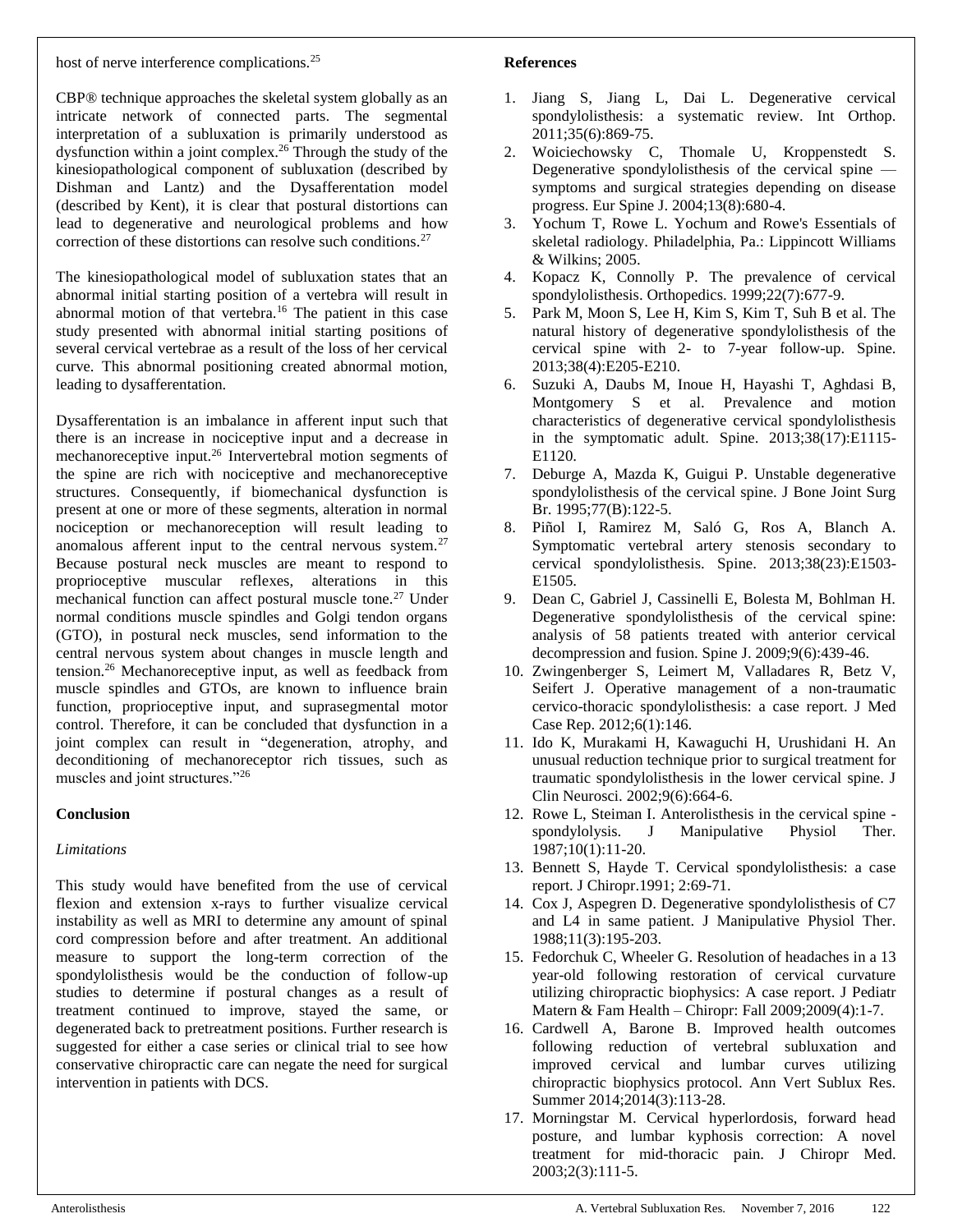host of nerve interference complications.[25]

CBP® technique approaches the skeletal system globally as an intricate network of connected parts. The segmental interpretation of a subluxation is primarily understood as dysfunction within a joint complex.[26] Through the study of the kinesiopathological component of subluxation (described by Dishman and Lantz) and the Dysafferentation model (described by Kent), it is clear that postural distortions can lead to degenerative and neurological problems and how correction of these distortions can resolve such conditions.[27]

The kinesiopathological model of subluxation states that an abnormal initial starting position of a vertebra will result in abnormal motion of that vertebra.[16] The patient in this case study presented with abnormal initial starting positions of several cervical vertebrae as a result of the loss of her cervical curve. This abnormal positioning created abnormal motion, leading to dysafferentation.

Dysafferentation is an imbalance in afferent input such that there is an increase in nociceptive input and a decrease in mechanoreceptive input.[26] Intervertebral motion segments of the spine are rich with nociceptive and mechanoreceptive structures. Consequently, if biomechanical dysfunction is present at one or more of these segments, alteration in normal nociception or mechanoreception will result leading to anomalous afferent input to the central nervous system.[27] Because postural neck muscles are meant to respond to proprioceptive muscular reflexes, alterations in this mechanical function can affect postural muscle tone.[27] Under normal conditions muscle spindles and Golgi tendon organs (GTO), in postural neck muscles, send information to the central nervous system about changes in muscle length and tension.[26] Mechanoreceptive input, as well as feedback from muscle spindles and GTOs, are known to influence brain function, proprioceptive input, and suprasegmental motor control. Therefore, it can be concluded that dysfunction in a joint complex can result in "degeneration, atrophy, and deconditioning of mechanoreceptor rich tissues, such as muscles and joint structures."[26]

## Conclusion

*Limitations*

This study would have benefited from the use of cervical flexion and extension x-rays to further visualize cervical instability as well as MRI to determine any amount of spinal cord compression before and after treatment. An additional measure to support the long-term correction of the spondylolisthesis would be the conduction of follow-up studies to determine if postural changes as a result of treatment continued to improve, stayed the same, or degenerated back to pretreatment positions. Further research is suggested for either a case series or clinical trial to see how conservative chiropractic care can negate the need for surgical intervention in patients with DCS.

## References

1. Jiang S, Jiang L, Dai L. Degenerative cervical spondylolisthesis: a systematic review. Int Orthop. 2011;35(6):869-75.
2. Woiciechowsky C, Thomale U, Kroppenstedt S. Degenerative spondylolisthesis of the cervical spine — symptoms and surgical strategies depending on disease progress. Eur Spine J. 2004;13(8):680-4.
3. Yochum T, Rowe L. Yochum and Rowe's Essentials of skeletal radiology. Philadelphia, Pa.: Lippincott Williams & Wilkins; 2005.
4. Kopacz K, Connolly P. The prevalence of cervical spondylolisthesis. Orthopedics. 1999;22(7):677-9.
5. Park M, Moon S, Lee H, Kim S, Kim T, Suh B et al. The natural history of degenerative spondylolisthesis of the cervical spine with 2- to 7-year follow-up. Spine. 2013;38(4):E205-E210.
6. Suzuki A, Daubs M, Inoue H, Hayashi T, Aghdasi B, Montgomery S et al. Prevalence and motion characteristics of degenerative cervical spondylolisthesis in the symptomatic adult. Spine. 2013;38(17):E1115-E1120.
7. Deburge A, Mazda K, Guigui P. Unstable degenerative spondylolisthesis of the cervical spine. J Bone Joint Surg Br. 1995;77(B):122-5.
8. Piñol I, Ramirez M, Saló G, Ros A, Blanch A. Symptomatic vertebral artery stenosis secondary to cervical spondylolisthesis. Spine. 2013;38(23):E1503-E1505.
9. Dean C, Gabriel J, Cassinelli E, Bolesta M, Bohlman H. Degenerative spondylolisthesis of the cervical spine: analysis of 58 patients treated with anterior cervical decompression and fusion. Spine J. 2009;9(6):439-46.
10. Zwingenberger S, Leimert M, Valladares R, Betz V, Seifert J. Operative management of a non-traumatic cervico-thoracic spondylolisthesis: a case report. J Med Case Rep. 2012;6(1):146.
11. Ido K, Murakami H, Kawaguchi H, Urushidani H. An unusual reduction technique prior to surgical treatment for traumatic spondylolisthesis in the lower cervical spine. J Clin Neurosci. 2002;9(6):664-6.
12. Rowe L, Steiman I. Anterolisthesis in the cervical spine - spondylolysis. J Manipulative Physiol Ther. 1987;10(1):11-20.
13. Bennett S, Hayde T. Cervical spondylolisthesis: a case report. J Chiropr.1991; 2:69-71.
14. Cox J, Aspegren D. Degenerative spondylolisthesis of C7 and L4 in same patient. J Manipulative Physiol Ther. 1988;11(3):195-203.
15. Fedorchuk C, Wheeler G. Resolution of headaches in a 13 year-old following restoration of cervical curvature utilizing chiropractic biophysics: A case report. J Pediatr Matern & Fam Health – Chiropr: Fall 2009;2009(4):1-7.
16. Cardwell A, Barone B. Improved health outcomes following reduction of vertebral subluxation and improved cervical and lumbar curves utilizing chiropractic biophysics protocol. Ann Vert Sublux Res. Summer 2014;2014(3):113-28.
17. Morningstar M. Cervical hyperlordosis, forward head posture, and lumbar kyphosis correction: A novel treatment for mid-thoracic pain. J Chiropr Med. 2003;2(3):111-5.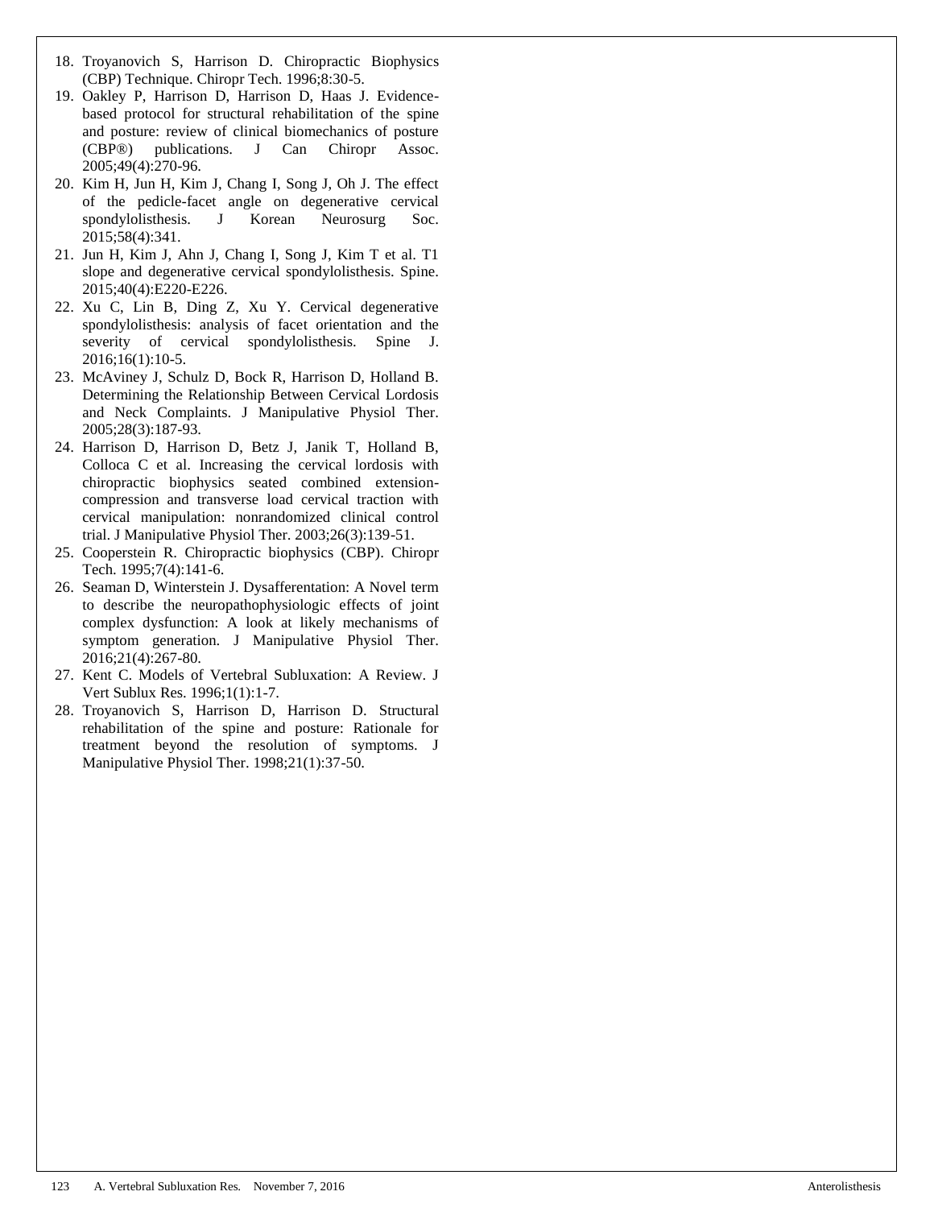18. Troyanovich S, Harrison D. Chiropractic Biophysics (CBP) Technique. Chiropr Tech. 1996;8:30-5.
19. Oakley P, Harrison D, Harrison D, Haas J. Evidence-based protocol for structural rehabilitation of the spine and posture: review of clinical biomechanics of posture (CBP®) publications. J Can Chiropr Assoc. 2005;49(4):270-96.
20. Kim H, Jun H, Kim J, Chang I, Song J, Oh J. The effect of the pedicle-facet angle on degenerative cervical spondylolisthesis. J Korean Neurosurg Soc. 2015;58(4):341.
21. Jun H, Kim J, Ahn J, Chang I, Song J, Kim T et al. T1 slope and degenerative cervical spondylolisthesis. Spine. 2015;40(4):E220-E226.
22. Xu C, Lin B, Ding Z, Xu Y. Cervical degenerative spondylolisthesis: analysis of facet orientation and the severity of cervical spondylolisthesis. Spine J. 2016;16(1):10-5.
23. McAviney J, Schulz D, Bock R, Harrison D, Holland B. Determining the Relationship Between Cervical Lordosis and Neck Complaints. J Manipulative Physiol Ther. 2005;28(3):187-93.
24. Harrison D, Harrison D, Betz J, Janik T, Holland B, Colloca C et al. Increasing the cervical lordosis with chiropractic biophysics seated combined extension-compression and transverse load cervical traction with cervical manipulation: nonrandomized clinical control trial. J Manipulative Physiol Ther. 2003;26(3):139-51.
25. Cooperstein R. Chiropractic biophysics (CBP). Chiropr Tech. 1995;7(4):141-6.
26. Seaman D, Winterstein J. Dysafferentation: A Novel term to describe the neuropathophysiologic effects of joint complex dysfunction: A look at likely mechanisms of symptom generation. J Manipulative Physiol Ther. 2016;21(4):267-80.
27. Kent C. Models of Vertebral Subluxation: A Review. J Vert Sublux Res. 1996;1(1):1-7.
28. Troyanovich S, Harrison D, Harrison D. Structural rehabilitation of the spine and posture: Rationale for treatment beyond the resolution of symptoms. J Manipulative Physiol Ther. 1998;21(1):37-50.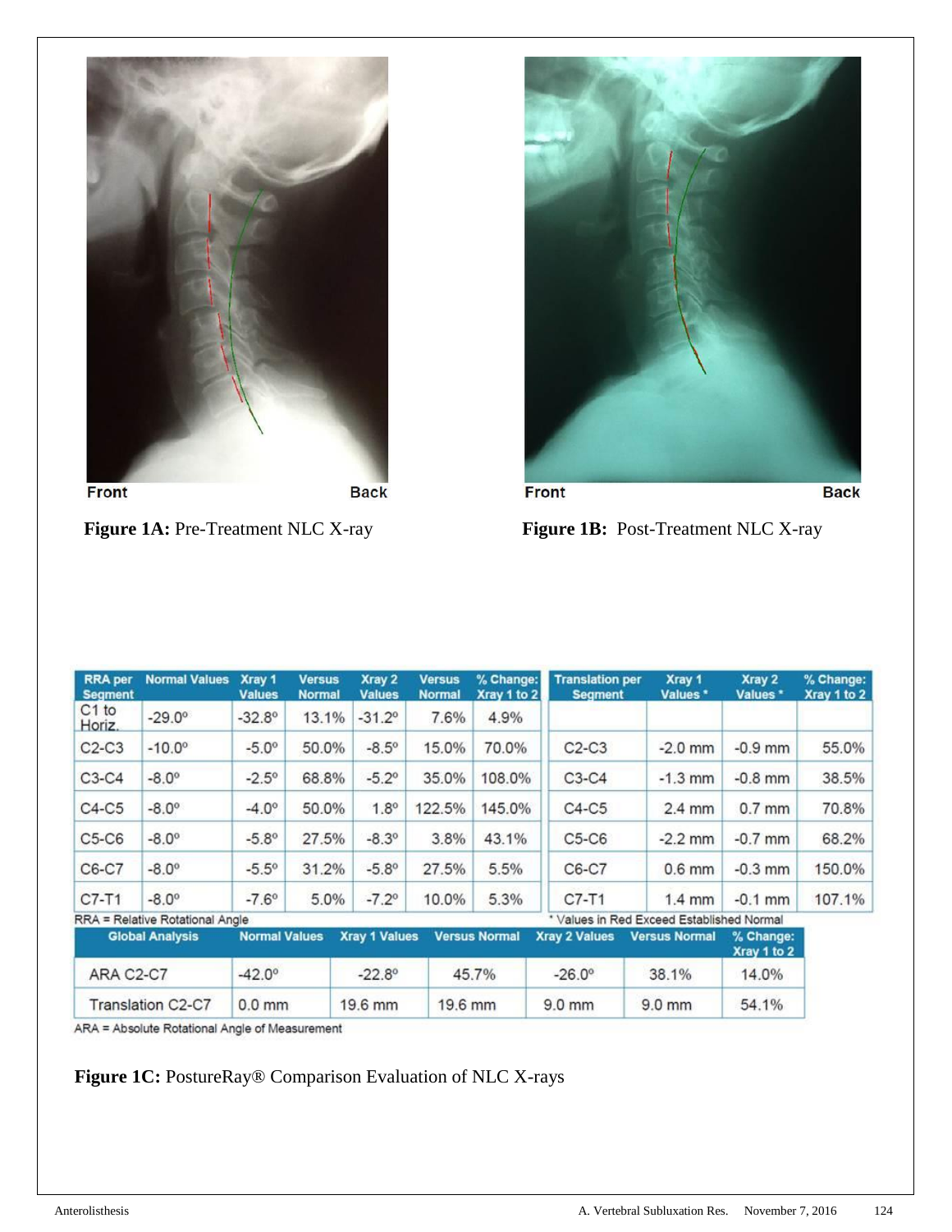Front Back

**Figure 1A:** Pre-Treatment NLC X-ray

Front Back

**Figure 1B:** Post-Treatment NLC X-ray

| RRA per Segment | Normal Values | Xray 1 Values | Versus Normal | Xray 2 Values | Versus Normal | % Change: Xray 1 to 2 |
|---|---|---|---|---|---|---|
| C1 to Horiz. | -29.0° | -32.8° | 13.1% | -31.2° | 7.6% | 4.9% |
| C2-C3 | -10.0° | -5.0° | 50.0% | -8.5° | 15.0% | 70.0% |
| C3-C4 | -8.0° | -2.5° | 68.8% | -5.2° | 35.0% | 108.0% |
| C4-C5 | -8.0° | -4.0° | 50.0% | 1.8° | 122.5% | 145.0% |
| C5-C6 | -8.0° | -5.8° | 27.5% | -8.3° | 3.8% | 43.1% |
| C6-C7 | -8.0° | -5.5° | 31.2% | -5.8° | 27.5% | 5.5% |
| C7-T1 | -8.0° | -7.6° | 5.0% | -7.2° | 10.0% | 5.3% |

RRA = Relative Rotational Angle

| Translation per Segment | Xray 1 Values * | Xray 2 Values * | % Change: Xray 1 to 2 |
|---|---|---|---|
| | | | |
| C2-C3 | -2.0 mm | -0.9 mm | 55.0% |
| C3-C4 | -1.3 mm | -0.8 mm | 38.5% |
| C4-C5 | 2.4 mm | 0.7 mm | 70.8% |
| C5-C6 | -2.2 mm | -0.7 mm | 68.2% |
| C6-C7 | 0.6 mm | -0.3 mm | 150.0% |
| C7-T1 | 1.4 mm | -0.1 mm | 107.1% |

* Values in Red Exceed Established Normal

| Global Analysis | Normal Values | Xray 1 Values | Versus Normal | Xray 2 Values | Versus Normal | % Change: Xray 1 to 2 |
|---|---|---|---|---|---|---|
| ARA C2-C7 | -42.0° | -22.8° | 45.7% | -26.0° | 38.1% | 14.0% |
| Translation C2-C7 | 0.0 mm | 19.6 mm | 19.6 mm | 9.0 mm | 9.0 mm | 54.1% |

ARA = Absolute Rotational Angle of Measurement

**Figure 1C:** PostureRay® Comparison Evaluation of NLC X-rays